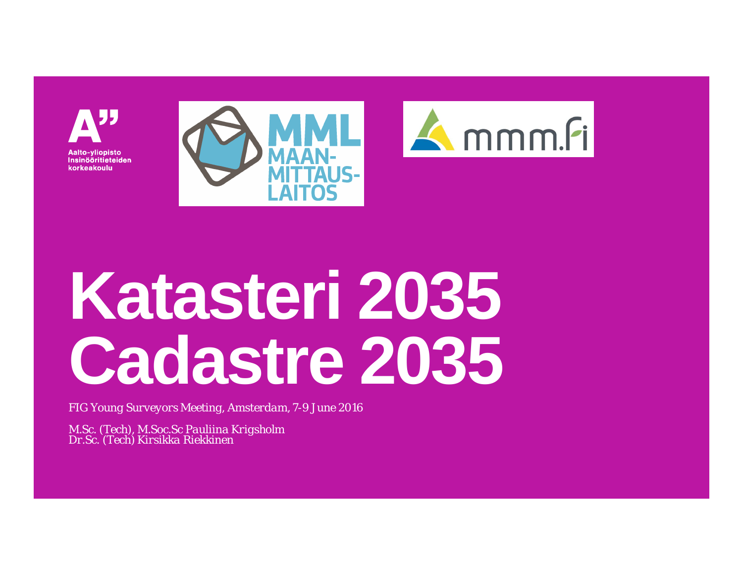Aalto-yliopisto
Insinööritieteiden
korkeakoulu

MML
MAAN-
MITTAUS-
LAITOS

mmm.fi

# Katasteri 2035
# Cadastre 2035

*FIG Young Surveyors Meeting, Amsterdam, 7-9 June 2016*

M.Sc. (Tech), M.Soc.Sc Pauliina Krigsholm
Dr.Sc. (Tech) Kirsikka Riekkinen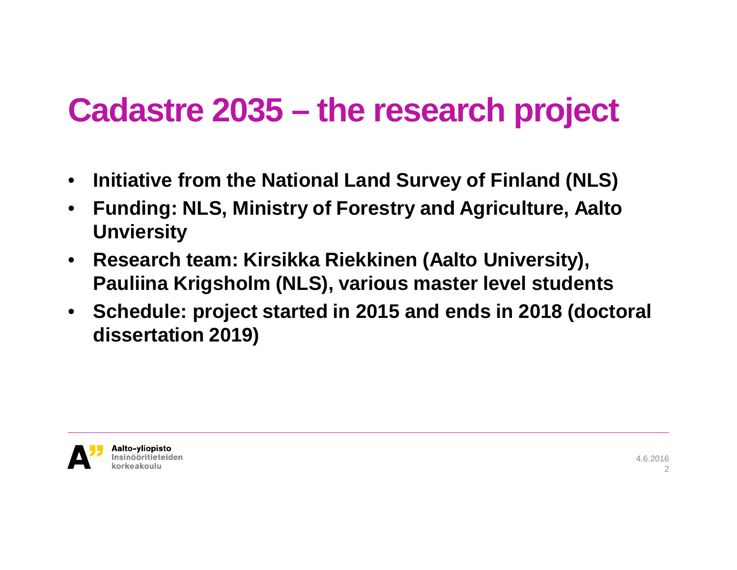# Cadastre 2035 – the research project

- **Initiative from the National Land Survey of Finland (NLS)**
- **Funding: NLS, Ministry of Forestry and Agriculture, Aalto Unviersity**
- **Research team: Kirsikka Riekkinen (Aalto University), Pauliina Krigsholm (NLS), various master level students**
- **Schedule: project started in 2015 and ends in 2018 (doctoral dissertation 2019)**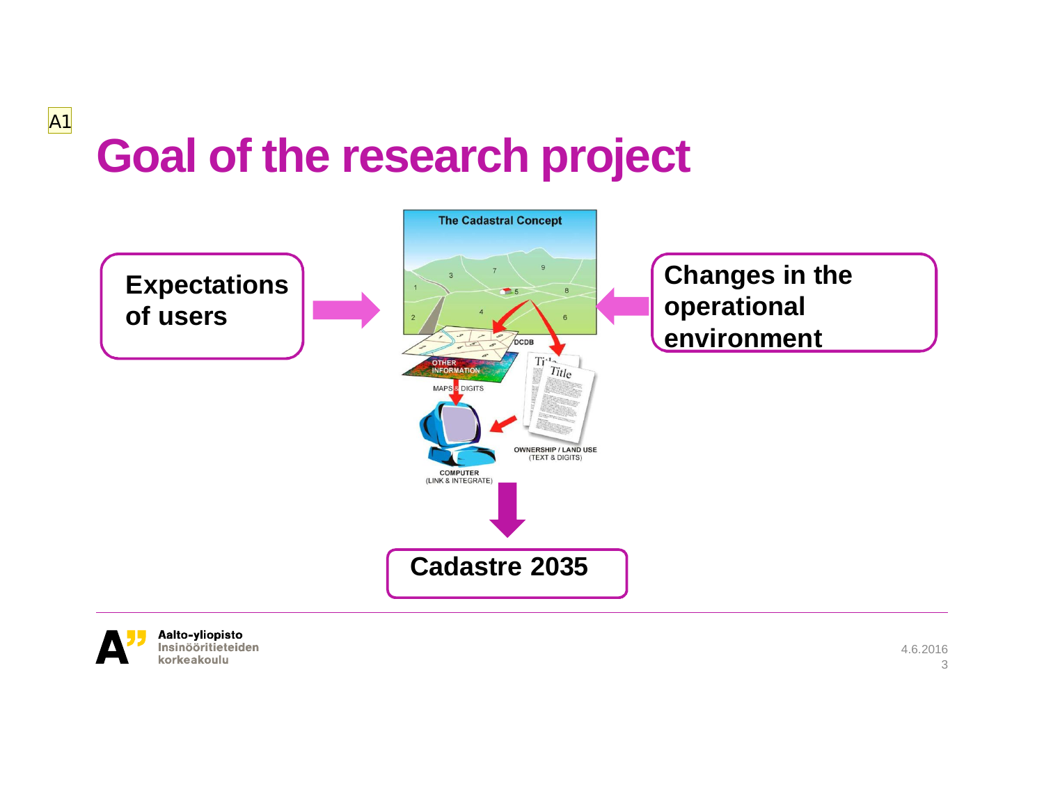# Goal of the research project

**Expectations of users**

**Changes in the operational environment**

The Cadastral Concept

DCDB

OTHER INFORMATION

MAPS & DIGITS

Title

OWNERSHIP / LAND USE (TEXT & DIGITS)

COMPUTER (LINK & INTEGRATE)

**Cadastre 2035**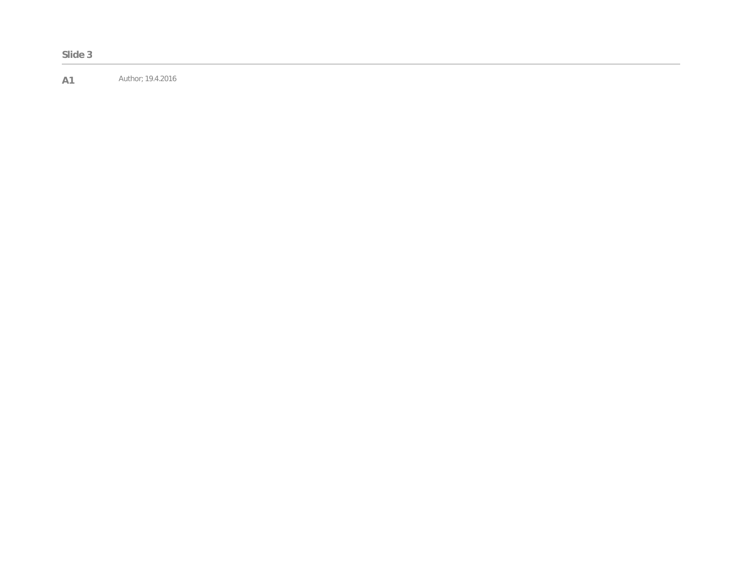**Slide 3**

---

**A1** Author; 19.4.2016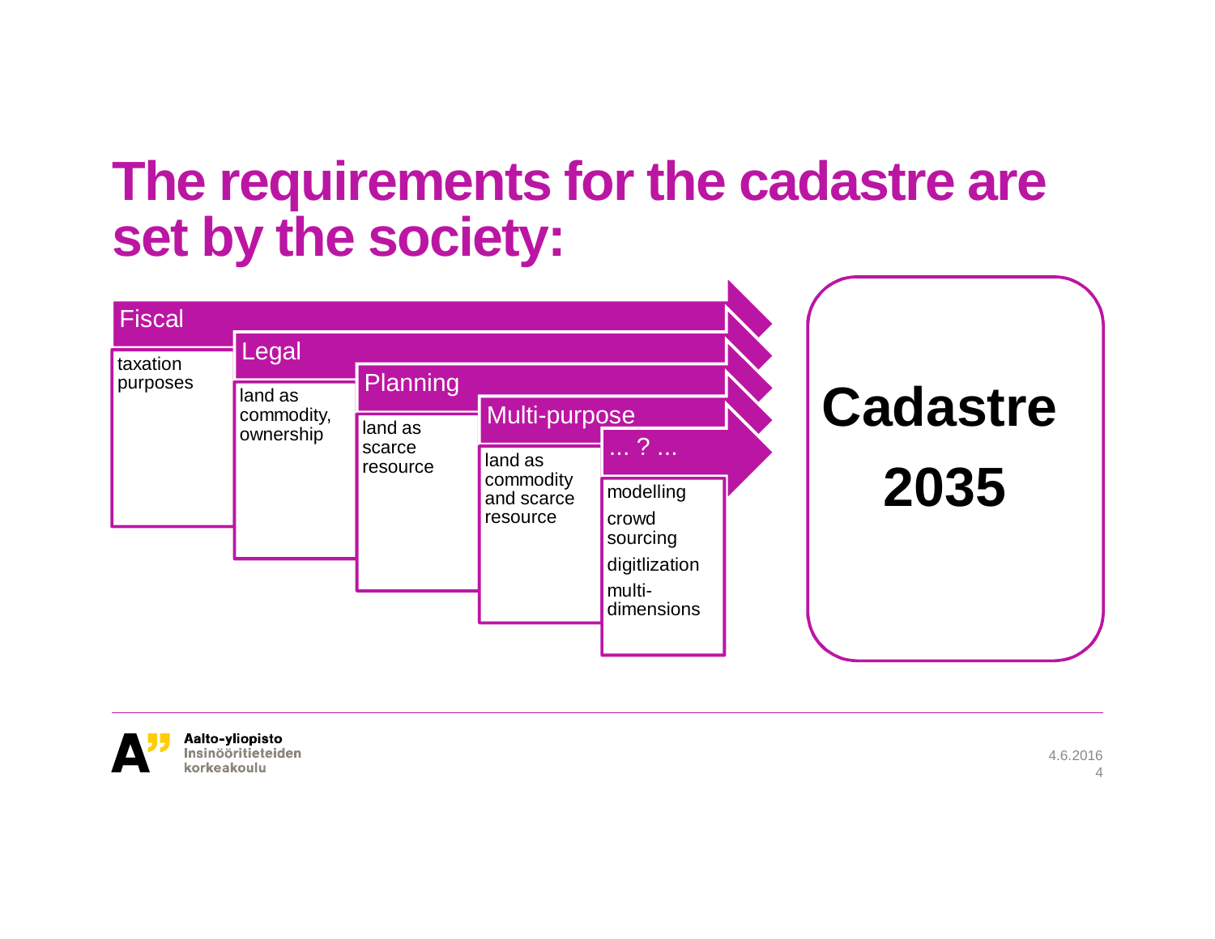# The requirements for the cadastre are set by the society:

- **Fiscal**
  - taxation purposes
- **Legal**
  - land as commodity, ownership
- **Planning**
  - land as scarce resource
- **Multi-purpose**
  - land as commodity and scarce resource
- **... ? ...**
  - modelling
  - crowd sourcing
  - digitlization
  - multi-dimensions

**Cadastre 2035**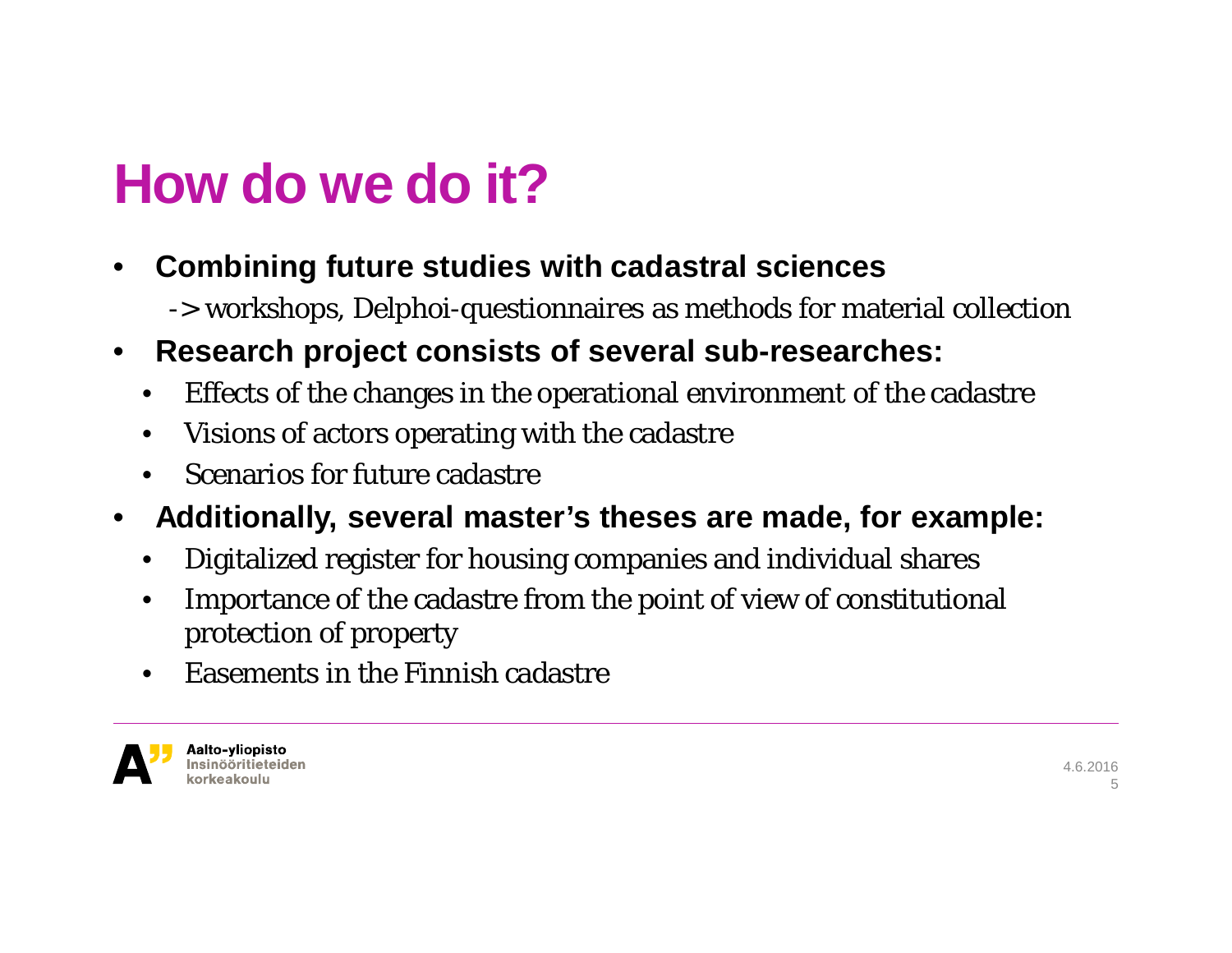# How do we do it?

- **Combining future studies with cadastral sciences**

  -> workshops, Delphoi-questionnaires as methods for material collection

- **Research project consists of several sub-researches:**
  - Effects of the changes in the operational environment of the cadastre
  - Visions of actors operating with the cadastre
  - Scenarios for future cadastre
- **Additionally, several master's theses are made, for example:**
  - Digitalized register for housing companies and individual shares
  - Importance of the cadastre from the point of view of constitutional protection of property
  - Easements in the Finnish cadastre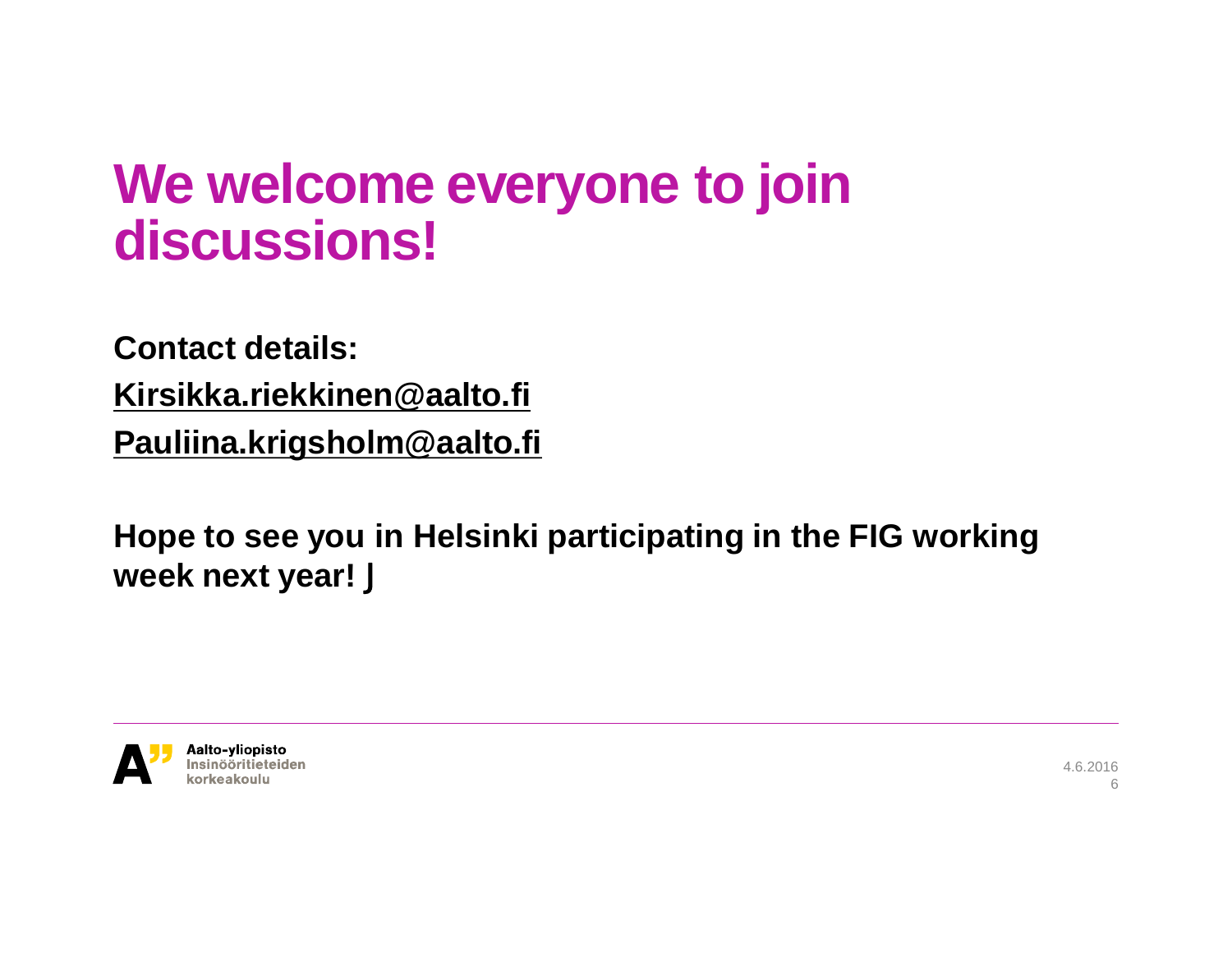# We welcome everyone to join discussions!

**Contact details:**

**Kirsikka.riekkinen@aalto.fi**

**Pauliina.krigsholm@aalto.fi**

**Hope to see you in Helsinki participating in the FIG working week next year! J**

Aalto-yliopisto
Insinööritieteiden korkeakoulu

4.6.2016